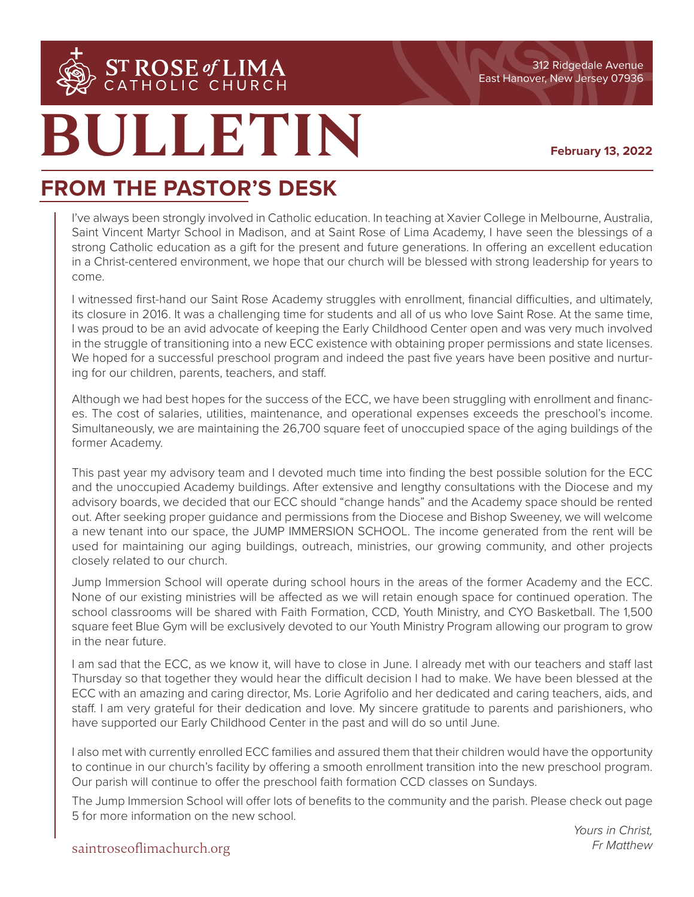# ST ROSE *of* LIMA CATHOLIC CHURCH

312 Ridgedale Avenue
East Hanover, New Jersey 07936

# BULLETIN

**February 13, 2022**

## FROM THE PASTOR'S DESK

I've always been strongly involved in Catholic education. In teaching at Xavier College in Melbourne, Australia, Saint Vincent Martyr School in Madison, and at Saint Rose of Lima Academy, I have seen the blessings of a strong Catholic education as a gift for the present and future generations. In offering an excellent education in a Christ-centered environment, we hope that our church will be blessed with strong leadership for years to come.

I witnessed first-hand our Saint Rose Academy struggles with enrollment, financial difficulties, and ultimately, its closure in 2016. It was a challenging time for students and all of us who love Saint Rose. At the same time, I was proud to be an avid advocate of keeping the Early Childhood Center open and was very much involved in the struggle of transitioning into a new ECC existence with obtaining proper permissions and state licenses. We hoped for a successful preschool program and indeed the past five years have been positive and nurturing for our children, parents, teachers, and staff.

Although we had best hopes for the success of the ECC, we have been struggling with enrollment and finances. The cost of salaries, utilities, maintenance, and operational expenses exceeds the preschool's income. Simultaneously, we are maintaining the 26,700 square feet of unoccupied space of the aging buildings of the former Academy.

This past year my advisory team and I devoted much time into finding the best possible solution for the ECC and the unoccupied Academy buildings. After extensive and lengthy consultations with the Diocese and my advisory boards, we decided that our ECC should "change hands" and the Academy space should be rented out. After seeking proper guidance and permissions from the Diocese and Bishop Sweeney, we will welcome a new tenant into our space, the JUMP IMMERSION SCHOOL. The income generated from the rent will be used for maintaining our aging buildings, outreach, ministries, our growing community, and other projects closely related to our church.

Jump Immersion School will operate during school hours in the areas of the former Academy and the ECC. None of our existing ministries will be affected as we will retain enough space for continued operation. The school classrooms will be shared with Faith Formation, CCD, Youth Ministry, and CYO Basketball. The 1,500 square feet Blue Gym will be exclusively devoted to our Youth Ministry Program allowing our program to grow in the near future.

I am sad that the ECC, as we know it, will have to close in June. I already met with our teachers and staff last Thursday so that together they would hear the difficult decision I had to make. We have been blessed at the ECC with an amazing and caring director, Ms. Lorie Agrifolio and her dedicated and caring teachers, aids, and staff. I am very grateful for their dedication and love. My sincere gratitude to parents and parishioners, who have supported our Early Childhood Center in the past and will do so until June.

I also met with currently enrolled ECC families and assured them that their children would have the opportunity to continue in our church's facility by offering a smooth enrollment transition into the new preschool program. Our parish will continue to offer the preschool faith formation CCD classes on Sundays.

The Jump Immersion School will offer lots of benefits to the community and the parish. Please check out page 5 for more information on the new school.

*Yours in Christ,*
*Fr Matthew*

saintroseoflimachurch.org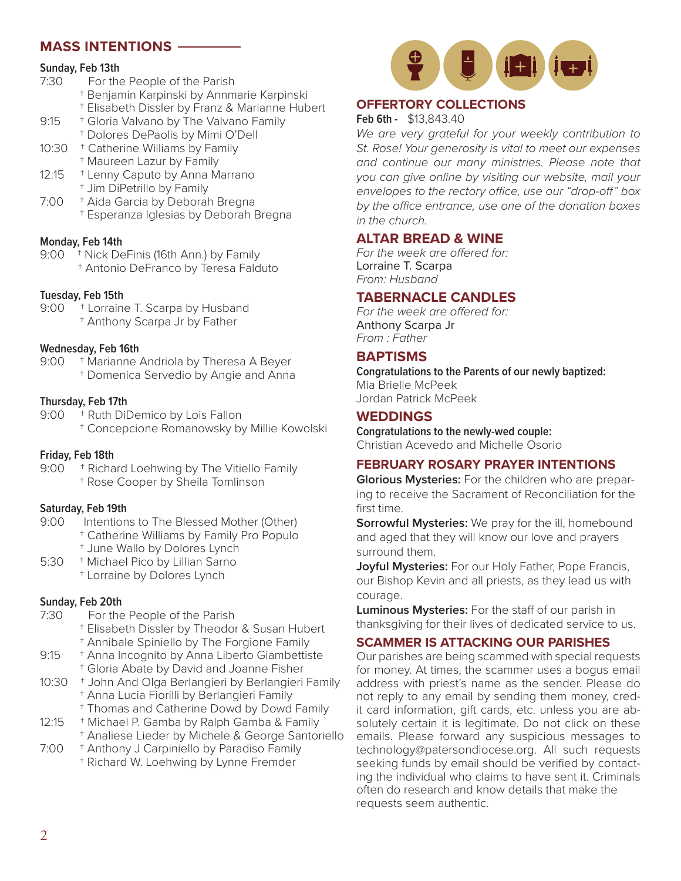## MASS INTENTIONS

**Sunday, Feb 13th**

7:30 For the People of the Parish
† Benjamin Karpinski by Annmarie Karpinski
† Elisabeth Dissler by Franz & Marianne Hubert

9:15 † Gloria Valvano by The Valvano Family
† Dolores DePaolis by Mimi O'Dell

10:30 † Catherine Williams by Family
† Maureen Lazur by Family

12:15 † Lenny Caputo by Anna Marrano
† Jim DiPetrillo by Family

7:00 † Aida Garcia by Deborah Bregna
† Esperanza Iglesias by Deborah Bregna

**Monday, Feb 14th**

9:00 † Nick DeFinis (16th Ann.) by Family
† Antonio DeFranco by Teresa Falduto

**Tuesday, Feb 15th**

9:00 † Lorraine T. Scarpa by Husband
† Anthony Scarpa Jr by Father

**Wednesday, Feb 16th**

9:00 † Marianne Andriola by Theresa A Beyer
† Domenica Servedio by Angie and Anna

**Thursday, Feb 17th**

9:00 † Ruth DiDemico by Lois Fallon
† Concepcione Romanowsky by Millie Kowolski

**Friday, Feb 18th**

9:00 † Richard Loehwing by The Vitiello Family
† Rose Cooper by Sheila Tomlinson

**Saturday, Feb 19th**

9:00 Intentions to The Blessed Mother (Other)
† Catherine Williams by Family Pro Populo
† June Wallo by Dolores Lynch

5:30 † Michael Pico by Lillian Sarno
† Lorraine by Dolores Lynch

**Sunday, Feb 20th**

7:30 For the People of the Parish
† Elisabeth Dissler by Theodor & Susan Hubert
† Annibale Spiniello by The Forgione Family

9:15 † Anna Incognito by Anna Liberto Giambettiste
† Gloria Abate by David and Joanne Fisher

10:30 † John And Olga Berlangieri by Berlangieri Family
† Anna Lucia Fiorilli by Berlangieri Family
† Thomas and Catherine Dowd by Dowd Family

12:15 † Michael P. Gamba by Ralph Gamba & Family
† Analiese Lieder by Michele & George Santoriello

7:00 † Anthony J Carpiniello by Paradiso Family
† Richard W. Loehwing by Lynne Fremder

## OFFERTORY COLLECTIONS

**Feb 6th -** $13,843.40

*We are very grateful for your weekly contribution to St. Rose! Your generosity is vital to meet our expenses and continue our many ministries. Please note that you can give online by visiting our website, mail your envelopes to the rectory office, use our "drop-off" box by the office entrance, use one of the donation boxes in the church.*

## ALTAR BREAD & WINE

*For the week are offered for:*
Lorraine T. Scarpa
*From: Husband*

## TABERNACLE CANDLES

*For the week are offered for:*
Anthony Scarpa Jr
*From : Father*

## BAPTISMS

**Congratulations to the Parents of our newly baptized:**
Mia Brielle McPeek
Jordan Patrick McPeek

## WEDDINGS

**Congratulations to the newly-wed couple:**
Christian Acevedo and Michelle Osorio

## FEBRUARY ROSARY PRAYER INTENTIONS

**Glorious Mysteries:** For the children who are preparing to receive the Sacrament of Reconciliation for the first time.

**Sorrowful Mysteries:** We pray for the ill, homebound and aged that they will know our love and prayers surround them.

**Joyful Mysteries:** For our Holy Father, Pope Francis, our Bishop Kevin and all priests, as they lead us with courage.

**Luminous Mysteries:** For the staff of our parish in thanksgiving for their lives of dedicated service to us.

## SCAMMER IS ATTACKING OUR PARISHES

Our parishes are being scammed with special requests for money. At times, the scammer uses a bogus email address with priest's name as the sender. Please do not reply to any email by sending them money, credit card information, gift cards, etc. unless you are absolutely certain it is legitimate. Do not click on these emails. Please forward any suspicious messages to technology@patersondiocese.org. All such requests seeking funds by email should be verified by contacting the individual who claims to have sent it. Criminals often do research and know details that make the requests seem authentic.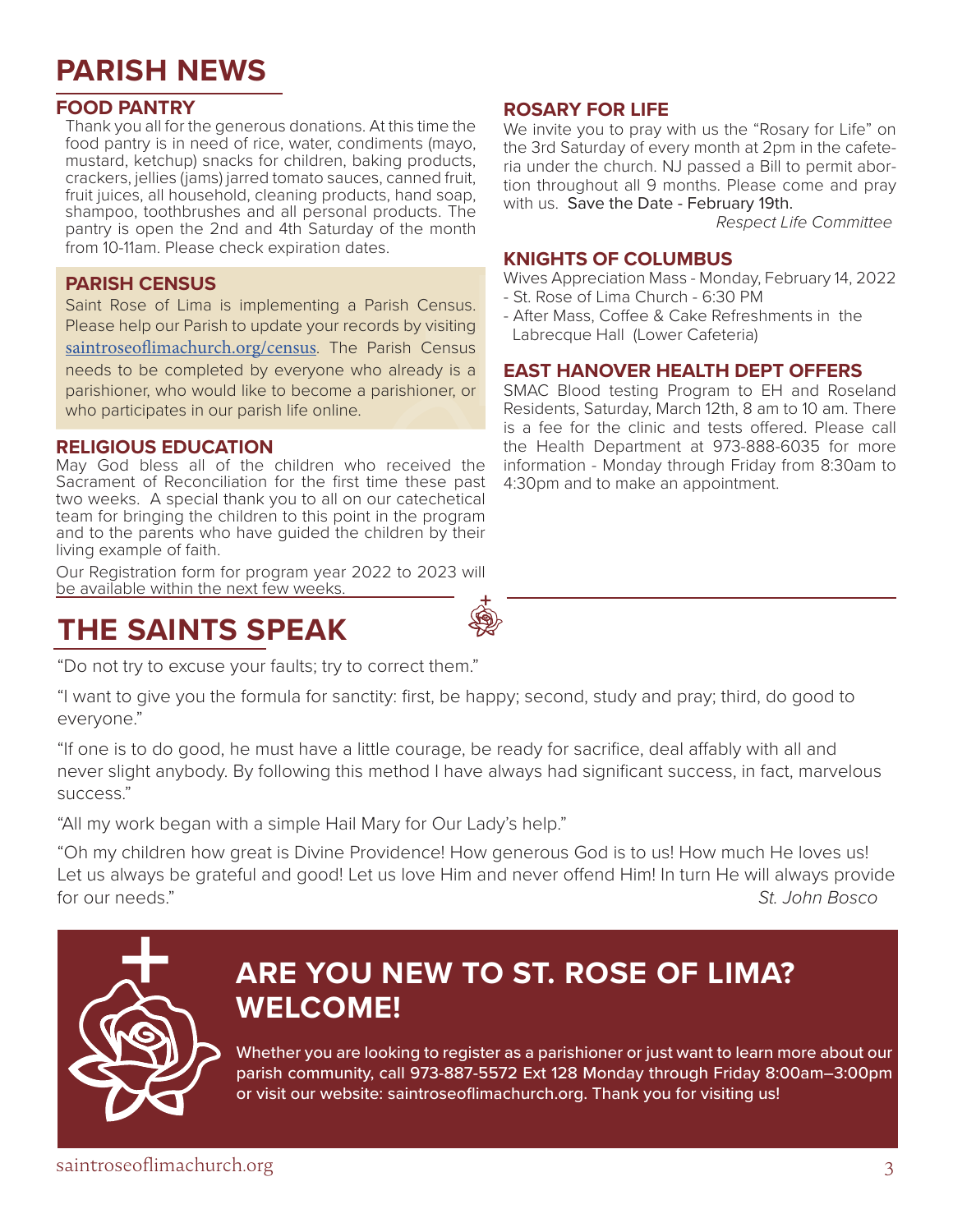# PARISH NEWS

## FOOD PANTRY

Thank you all for the generous donations. At this time the food pantry is in need of rice, water, condiments (mayo, mustard, ketchup) snacks for children, baking products, crackers, jellies (jams) jarred tomato sauces, canned fruit, fruit juices, all household, cleaning products, hand soap, shampoo, toothbrushes and all personal products. The pantry is open the 2nd and 4th Saturday of the month from 10-11am. Please check expiration dates.

## PARISH CENSUS

Saint Rose of Lima is implementing a Parish Census. Please help our Parish to update your records by visiting saintroseoflimachurch.org/census. The Parish Census needs to be completed by everyone who already is a parishioner, who would like to become a parishioner, or who participates in our parish life online.

## RELIGIOUS EDUCATION

May God bless all of the children who received the Sacrament of Reconciliation for the first time these past two weeks. A special thank you to all on our catechetical team for bringing the children to this point in the program and to the parents who have guided the children by their living example of faith.

Our Registration form for program year 2022 to 2023 will be available within the next few weeks.

## ROSARY FOR LIFE

We invite you to pray with us the "Rosary for Life" on the 3rd Saturday of every month at 2pm in the cafeteria under the church. NJ passed a Bill to permit abortion throughout all 9 months. Please come and pray with us. Save the Date - February 19th.

*Respect Life Committee*

## KNIGHTS OF COLUMBUS

Wives Appreciation Mass - Monday, February 14, 2022
- St. Rose of Lima Church - 6:30 PM
- After Mass, Coffee & Cake Refreshments in the Labrecque Hall (Lower Cafeteria)

## EAST HANOVER HEALTH DEPT OFFERS

SMAC Blood testing Program to EH and Roseland Residents, Saturday, March 12th, 8 am to 10 am. There is a fee for the clinic and tests offered. Please call the Health Department at 973-888-6035 for more information - Monday through Friday from 8:30am to 4:30pm and to make an appointment.

# THE SAINTS SPEAK

"Do not try to excuse your faults; try to correct them."

"I want to give you the formula for sanctity: first, be happy; second, study and pray; third, do good to everyone."

"If one is to do good, he must have a little courage, be ready for sacrifice, deal affably with all and never slight anybody. By following this method I have always had significant success, in fact, marvelous success."

"All my work began with a simple Hail Mary for Our Lady's help."

"Oh my children how great is Divine Providence! How generous God is to us! How much He loves us! Let us always be grateful and good! Let us love Him and never offend Him! In turn He will always provide for our needs."

*St. John Bosco*

## ARE YOU NEW TO ST. ROSE OF LIMA? WELCOME!

Whether you are looking to register as a parishioner or just want to learn more about our parish community, call 973-887-5572 Ext 128 Monday through Friday 8:00am–3:00pm or visit our website: saintroseoflimachurch.org. Thank you for visiting us!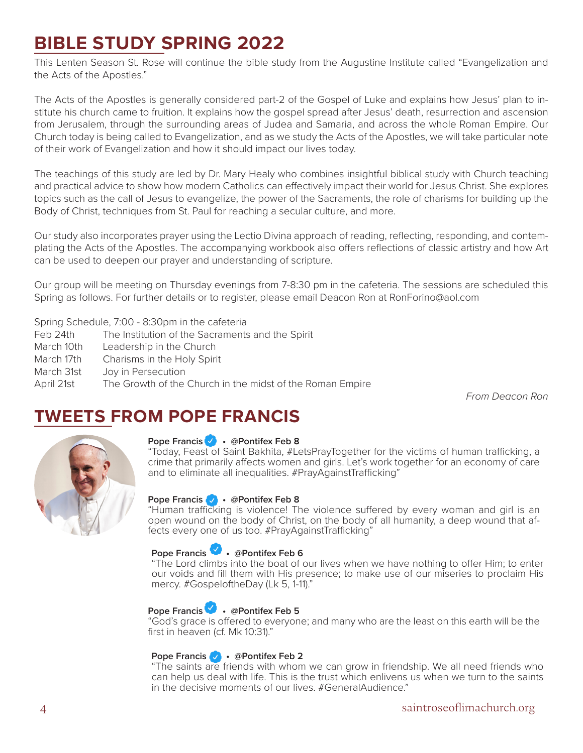# BIBLE STUDY SPRING 2022

This Lenten Season St. Rose will continue the bible study from the Augustine Institute called "Evangelization and the Acts of the Apostles."

The Acts of the Apostles is generally considered part-2 of the Gospel of Luke and explains how Jesus' plan to institute his church came to fruition. It explains how the gospel spread after Jesus' death, resurrection and ascension from Jerusalem, through the surrounding areas of Judea and Samaria, and across the whole Roman Empire. Our Church today is being called to Evangelization, and as we study the Acts of the Apostles, we will take particular note of their work of Evangelization and how it should impact our lives today.

The teachings of this study are led by Dr. Mary Healy who combines insightful biblical study with Church teaching and practical advice to show how modern Catholics can effectively impact their world for Jesus Christ. She explores topics such as the call of Jesus to evangelize, the power of the Sacraments, the role of charisms for building up the Body of Christ, techniques from St. Paul for reaching a secular culture, and more.

Our study also incorporates prayer using the Lectio Divina approach of reading, reflecting, responding, and contemplating the Acts of the Apostles. The accompanying workbook also offers reflections of classic artistry and how Art can be used to deepen our prayer and understanding of scripture.

Our group will be meeting on Thursday evenings from 7-8:30 pm in the cafeteria. The sessions are scheduled this Spring as follows. For further details or to register, please email Deacon Ron at RonForino@aol.com

Spring Schedule, 7:00 - 8:30pm in the cafeteria

| | |
|---|---|
| Feb 24th | The Institution of the Sacraments and the Spirit |
| March 10th | Leadership in the Church |
| March 17th | Charisms in the Holy Spirit |
| March 31st | Joy in Persecution |
| April 21st | The Growth of the Church in the midst of the Roman Empire |

*From Deacon Ron*

# TWEETS FROM POPE FRANCIS

**Pope Francis • @Pontifex Feb 8**
"Today, Feast of Saint Bakhita, #LetsPrayTogether for the victims of human trafficking, a crime that primarily affects women and girls. Let's work together for an economy of care and to eliminate all inequalities. #PrayAgainstTrafficking"

**Pope Francis • @Pontifex Feb 8**
"Human trafficking is violence! The violence suffered by every woman and girl is an open wound on the body of Christ, on the body of all humanity, a deep wound that affects every one of us too. #PrayAgainstTrafficking"

**Pope Francis • @Pontifex Feb 6**
"The Lord climbs into the boat of our lives when we have nothing to offer Him; to enter our voids and fill them with His presence; to make use of our miseries to proclaim His mercy. #GospeloftheDay (Lk 5, 1-11)."

**Pope Francis • @Pontifex Feb 5**
"God's grace is offered to everyone; and many who are the least on this earth will be the first in heaven (cf. Mk 10:31)."

**Pope Francis • @Pontifex Feb 2**
"The saints are friends with whom we can grow in friendship. We all need friends who can help us deal with life. This is the trust which enlivens us when we turn to the saints in the decisive moments of our lives. #GeneralAudience."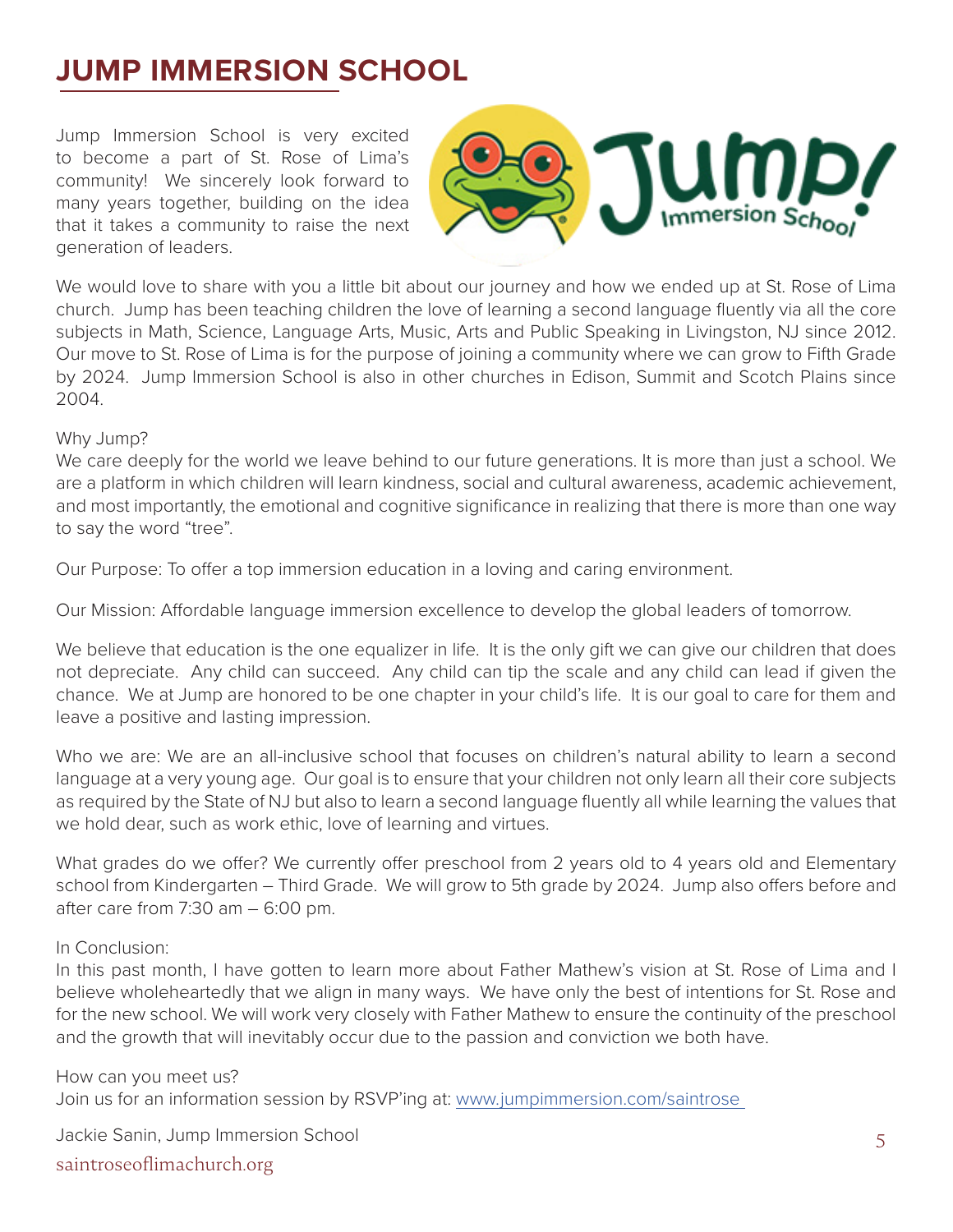# JUMP IMMERSION SCHOOL

Jump Immersion School is very excited to become a part of St. Rose of Lima's community! We sincerely look forward to many years together, building on the idea that it takes a community to raise the next generation of leaders.

We would love to share with you a little bit about our journey and how we ended up at St. Rose of Lima church. Jump has been teaching children the love of learning a second language fluently via all the core subjects in Math, Science, Language Arts, Music, Arts and Public Speaking in Livingston, NJ since 2012. Our move to St. Rose of Lima is for the purpose of joining a community where we can grow to Fifth Grade by 2024. Jump Immersion School is also in other churches in Edison, Summit and Scotch Plains since 2004.

Why Jump?
We care deeply for the world we leave behind to our future generations. It is more than just a school. We are a platform in which children will learn kindness, social and cultural awareness, academic achievement, and most importantly, the emotional and cognitive significance in realizing that there is more than one way to say the word "tree".

Our Purpose: To offer a top immersion education in a loving and caring environment.

Our Mission: Affordable language immersion excellence to develop the global leaders of tomorrow.

We believe that education is the one equalizer in life. It is the only gift we can give our children that does not depreciate. Any child can succeed. Any child can tip the scale and any child can lead if given the chance. We at Jump are honored to be one chapter in your child's life. It is our goal to care for them and leave a positive and lasting impression.

Who we are: We are an all-inclusive school that focuses on children's natural ability to learn a second language at a very young age. Our goal is to ensure that your children not only learn all their core subjects as required by the State of NJ but also to learn a second language fluently all while learning the values that we hold dear, such as work ethic, love of learning and virtues.

What grades do we offer? We currently offer preschool from 2 years old to 4 years old and Elementary school from Kindergarten – Third Grade. We will grow to 5th grade by 2024. Jump also offers before and after care from 7:30 am – 6:00 pm.

In Conclusion:
In this past month, I have gotten to learn more about Father Mathew's vision at St. Rose of Lima and I believe wholeheartedly that we align in many ways. We have only the best of intentions for St. Rose and for the new school. We will work very closely with Father Mathew to ensure the continuity of the preschool and the growth that will inevitably occur due to the passion and conviction we both have.

How can you meet us?
Join us for an information session by RSVP'ing at: www.jumpimmersion.com/saintrose

Jackie Sanin, Jump Immersion School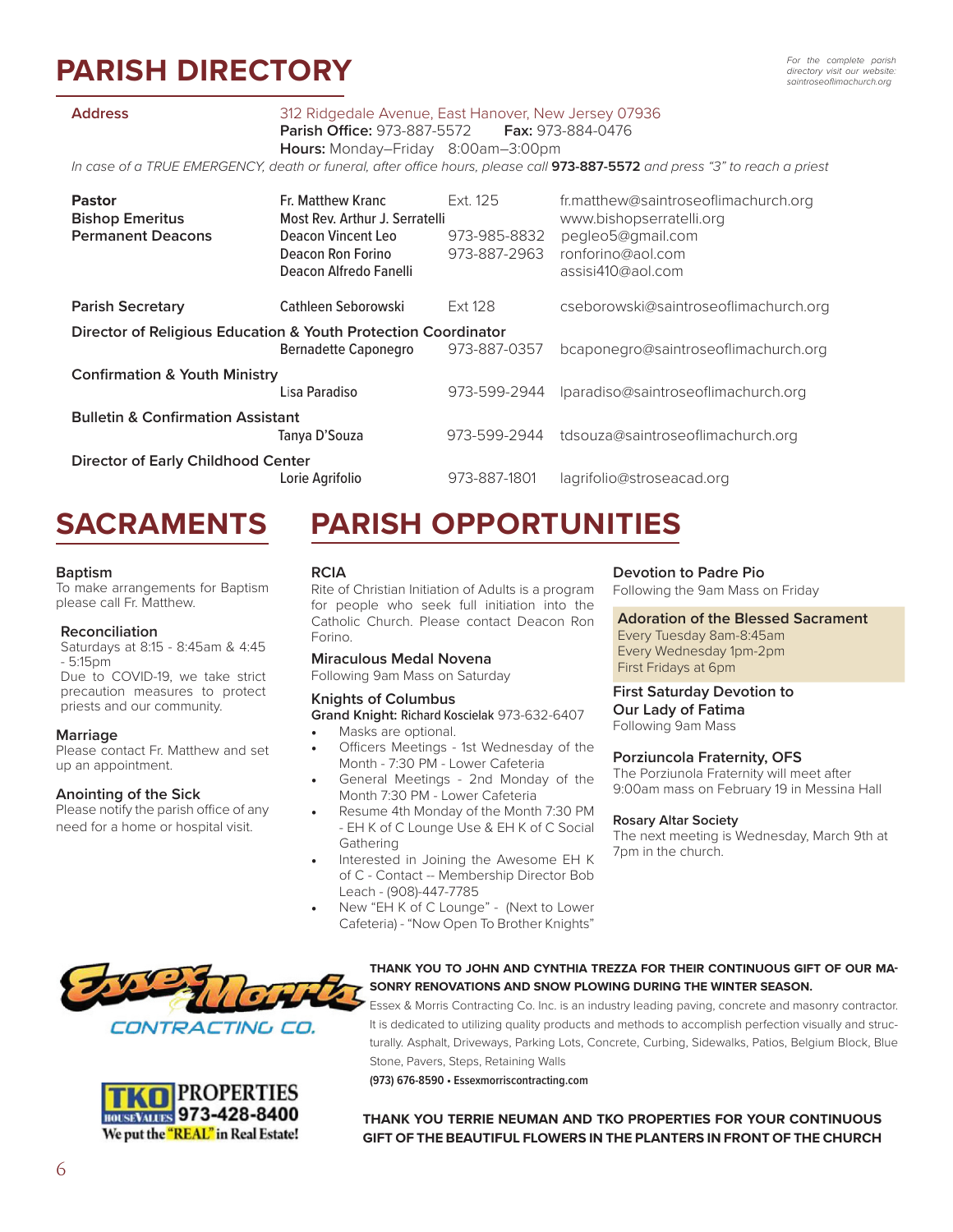# PARISH DIRECTORY

*For the complete parish directory visit our website: saintroseoflimachurch.org*

**Address** 312 Ridgedale Avenue, East Hanover, New Jersey 07936
**Parish Office:** 973-887-5572 **Fax:** 973-884-0476
**Hours:** Monday–Friday 8:00am–3:00pm

*In case of a TRUE EMERGENCY, death or funeral, after office hours, please call* ***973-887-5572*** *and press "3" to reach a priest*

| | | | |
|---|---|---|---|
| **Pastor** | Fr. Matthew Kranc | Ext. 125 | fr.matthew@saintroseoflimachurch.org |
| **Bishop Emeritus** | Most Rev. Arthur J. Serratelli | | www.bishopserratelli.org |
| **Permanent Deacons** | Deacon Vincent Leo | 973-985-8832 | pegleo5@gmail.com |
| | Deacon Ron Forino | 973-887-2963 | ronforino@aol.com |
| | Deacon Alfredo Fanelli | | assisi410@aol.com |
| **Parish Secretary** | Cathleen Seborowski | Ext 128 | cseborowski@saintroseoflimachurch.org |
| **Director of Religious Education & Youth Protection Coordinator** | Bernadette Caponegro | 973-887-0357 | bcaponegro@saintroseoflimachurch.org |
| **Confirmation & Youth Ministry** | Lisa Paradiso | 973-599-2944 | lparadiso@saintroseoflimachurch.org |
| **Bulletin & Confirmation Assistant** | Tanya D'Souza | 973-599-2944 | tdsouza@saintroseoflimachurch.org |
| **Director of Early Childhood Center** | Lorie Agrifolio | 973-887-1801 | lagrifolio@stroseacad.org |

# SACRAMENTS

### Baptism
To make arrangements for Baptism please call Fr. Matthew.

### Reconciliation
Saturdays at 8:15 - 8:45am & 4:45 - 5:15pm
Due to COVID-19, we take strict precaution measures to protect priests and our community.

### Marriage
Please contact Fr. Matthew and set up an appointment.

### Anointing of the Sick
Please notify the parish office of any need for a home or hospital visit.

# PARISH OPPORTUNITIES

### RCIA
Rite of Christian Initiation of Adults is a program for people who seek full initiation into the Catholic Church. Please contact Deacon Ron Forino.

### Miraculous Medal Novena
Following 9am Mass on Saturday

### Knights of Columbus
**Grand Knight:** Richard Koscielak 973-632-6407

- Masks are optional.
- Officers Meetings - 1st Wednesday of the Month - 7:30 PM - Lower Cafeteria
- General Meetings - 2nd Monday of the Month 7:30 PM - Lower Cafeteria
- Resume 4th Monday of the Month 7:30 PM - EH K of C Lounge Use & EH K of C Social Gathering
- Interested in Joining the Awesome EH K of C - Contact -- Membership Director Bob Leach - (908)-447-7785
- New "EH K of C Lounge" - (Next to Lower Cafeteria) - "Now Open To Brother Knights"

### Devotion to Padre Pio
Following the 9am Mass on Friday

### Adoration of the Blessed Sacrament
Every Tuesday 8am-8:45am
Every Wednesday 1pm-2pm
First Fridays at 6pm

### First Saturday Devotion to Our Lady of Fatima
Following 9am Mass

### Porziuncola Fraternity, OFS
The Porziunola Fraternity will meet after 9:00am mass on February 19 in Messina Hall

### Rosary Altar Society
The next meeting is Wednesday, March 9th at 7pm in the church.

Essex Morris Contracting Co.

**THANK YOU TO JOHN AND CYNTHIA TREZZA FOR THEIR CONTINUOUS GIFT OF OUR MASONRY RENOVATIONS AND SNOW PLOWING DURING THE WINTER SEASON.**

Essex & Morris Contracting Co. Inc. is an industry leading paving, concrete and masonry contractor. It is dedicated to utilizing quality products and methods to accomplish perfection visually and structurally. Asphalt, Driveways, Parking Lots, Concrete, Curbing, Sidewalks, Patios, Belgium Block, Blue Stone, Pavers, Steps, Retaining Walls

**(973) 676-8590 • Essexmorriscontracting.com**

TKO PROPERTIES 973-428-8400 HouseValues We put the "REAL" in Real Estate!

**THANK YOU TERRIE NEUMAN AND TKO PROPERTIES FOR YOUR CONTINUOUS GIFT OF THE BEAUTIFUL FLOWERS IN THE PLANTERS IN FRONT OF THE CHURCH**